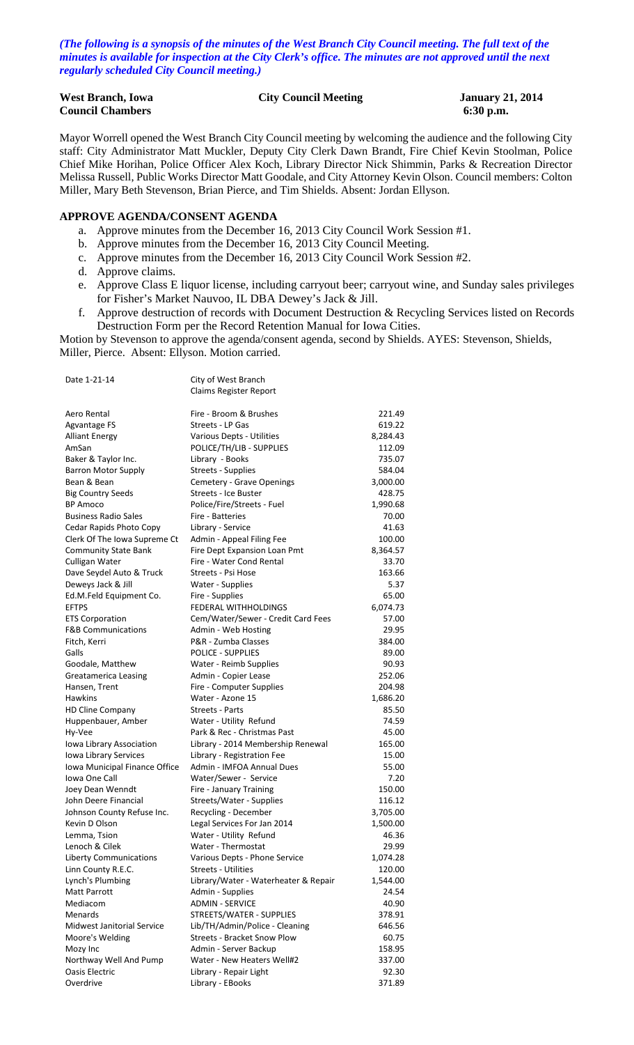*(The following is a synopsis of the minutes of the West Branch City Council meeting. The full text of the minutes is available for inspection at the City Clerk's office. The minutes are not approved until the next regularly scheduled City Council meeting.)*

**West Branch, Iowa** | **City Council Meeting** | **January 21, 2014**
**Council Chambers** | | **6:30 p.m.**

Mayor Worrell opened the West Branch City Council meeting by welcoming the audience and the following City staff: City Administrator Matt Muckler, Deputy City Clerk Dawn Brandt, Fire Chief Kevin Stoolman, Police Chief Mike Horihan, Police Officer Alex Koch, Library Director Nick Shimmin, Parks & Recreation Director Melissa Russell, Public Works Director Matt Goodale, and City Attorney Kevin Olson. Council members: Colton Miller, Mary Beth Stevenson, Brian Pierce, and Tim Shields. Absent: Jordan Ellyson.

## APPROVE AGENDA/CONSENT AGENDA

a. Approve minutes from the December 16, 2013 City Council Work Session #1.
b. Approve minutes from the December 16, 2013 City Council Meeting.
c. Approve minutes from the December 16, 2013 City Council Work Session #2.
d. Approve claims.
e. Approve Class E liquor license, including carryout beer; carryout wine, and Sunday sales privileges for Fisher's Market Nauvoo, IL DBA Dewey's Jack & Jill.
f. Approve destruction of records with Document Destruction & Recycling Services listed on Records Destruction Form per the Record Retention Manual for Iowa Cities.

Motion by Stevenson to approve the agenda/consent agenda, second by Shields. AYES: Stevenson, Shields, Miller, Pierce. Absent: Ellyson. Motion carried.

| Date 1-21-14 | City of West Branch<br>Claims Register Report | |
|---|---|---|
| Aero Rental | Fire - Broom & Brushes | 221.49 |
| Agvantage FS | Streets - LP Gas | 619.22 |
| Alliant Energy | Various Depts - Utilities | 8,284.43 |
| AmSan | POLICE/TH/LIB - SUPPLIES | 112.09 |
| Baker & Taylor Inc. | Library - Books | 735.07 |
| Barron Motor Supply | Streets - Supplies | 584.04 |
| Bean & Bean | Cemetery - Grave Openings | 3,000.00 |
| Big Country Seeds | Streets - Ice Buster | 428.75 |
| BP Amoco | Police/Fire/Streets - Fuel | 1,990.68 |
| Business Radio Sales | Fire - Batteries | 70.00 |
| Cedar Rapids Photo Copy | Library - Service | 41.63 |
| Clerk Of The Iowa Supreme Ct | Admin - Appeal Filing Fee | 100.00 |
| Community State Bank | Fire Dept Expansion Loan Pmt | 8,364.57 |
| Culligan Water | Fire - Water Cond Rental | 33.70 |
| Dave Seydel Auto & Truck | Streets - Psi Hose | 163.66 |
| Deweys Jack & Jill | Water - Supplies | 5.37 |
| Ed.M.Feld Equipment Co. | Fire - Supplies | 65.00 |
| EFTPS | FEDERAL WITHHOLDINGS | 6,074.73 |
| ETS Corporation | Cem/Water/Sewer - Credit Card Fees | 57.00 |
| F&B Communications | Admin - Web Hosting | 29.95 |
| Fitch, Kerri | P&R - Zumba Classes | 384.00 |
| Galls | POLICE - SUPPLIES | 89.00 |
| Goodale, Matthew | Water - Reimb Supplies | 90.93 |
| Greatamerica Leasing | Admin - Copier Lease | 252.06 |
| Hansen, Trent | Fire - Computer Supplies | 204.98 |
| Hawkins | Water - Azone 15 | 1,686.20 |
| HD Cline Company | Streets - Parts | 85.50 |
| Huppenbauer, Amber | Water - Utility Refund | 74.59 |
| Hy-Vee | Park & Rec - Christmas Past | 45.00 |
| Iowa Library Association | Library - 2014 Membership Renewal | 165.00 |
| Iowa Library Services | Library - Registration Fee | 15.00 |
| Iowa Municipal Finance Office | Admin - IMFOA Annual Dues | 55.00 |
| Iowa One Call | Water/Sewer - Service | 7.20 |
| Joey Dean Wenndt | Fire - January Training | 150.00 |
| John Deere Financial | Streets/Water - Supplies | 116.12 |
| Johnson County Refuse Inc. | Recycling - December | 3,705.00 |
| Kevin D Olson | Legal Services For Jan 2014 | 1,500.00 |
| Lemma, Tsion | Water - Utility Refund | 46.36 |
| Lenoch & Cilek | Water - Thermostat | 29.99 |
| Liberty Communications | Various Depts - Phone Service | 1,074.28 |
| Linn County R.E.C. | Streets - Utilities | 120.00 |
| Lynch's Plumbing | Library/Water - Waterheater & Repair | 1,544.00 |
| Matt Parrott | Admin - Supplies | 24.54 |
| Mediacom | ADMIN - SERVICE | 40.90 |
| Menards | STREETS/WATER - SUPPLIES | 378.91 |
| Midwest Janitorial Service | Lib/TH/Admin/Police - Cleaning | 646.56 |
| Moore's Welding | Streets - Bracket Snow Plow | 60.75 |
| Mozy Inc | Admin - Server Backup | 158.95 |
| Northway Well And Pump | Water - New Heaters Well#2 | 337.00 |
| Oasis Electric | Library - Repair Light | 92.30 |
| Overdrive | Library - EBooks | 371.89 |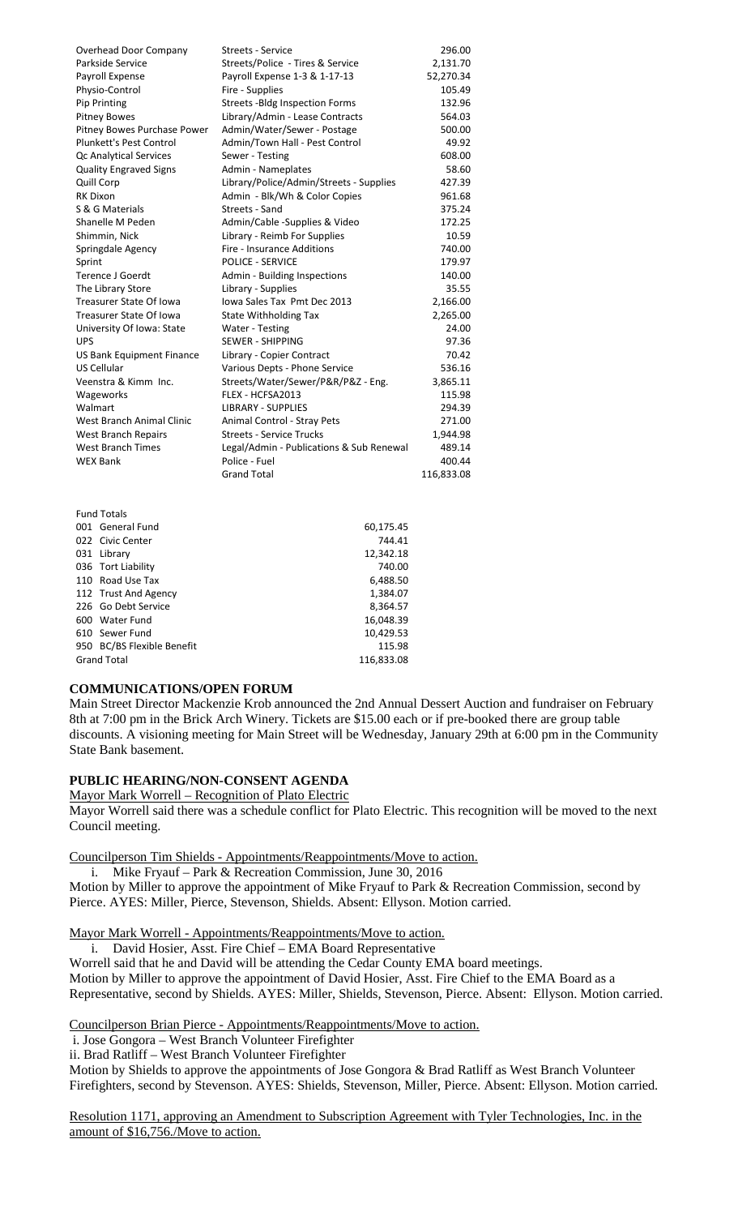| | | |
|---|---|---|
| Overhead Door Company | Streets - Service | 296.00 |
| Parkside Service | Streets/Police - Tires & Service | 2,131.70 |
| Payroll Expense | Payroll Expense 1-3 & 1-17-13 | 52,270.34 |
| Physio-Control | Fire - Supplies | 105.49 |
| Pip Printing | Streets -Bldg Inspection Forms | 132.96 |
| Pitney Bowes | Library/Admin - Lease Contracts | 564.03 |
| Pitney Bowes Purchase Power | Admin/Water/Sewer - Postage | 500.00 |
| Plunkett's Pest Control | Admin/Town Hall - Pest Control | 49.92 |
| Qc Analytical Services | Sewer - Testing | 608.00 |
| Quality Engraved Signs | Admin - Nameplates | 58.60 |
| Quill Corp | Library/Police/Admin/Streets - Supplies | 427.39 |
| RK Dixon | Admin - Blk/Wh & Color Copies | 961.68 |
| S & G Materials | Streets - Sand | 375.24 |
| Shanelle M Peden | Admin/Cable -Supplies & Video | 172.25 |
| Shimmin, Nick | Library - Reimb For Supplies | 10.59 |
| Springdale Agency | Fire - Insurance Additions | 740.00 |
| Sprint | POLICE - SERVICE | 179.97 |
| Terence J Goerdt | Admin - Building Inspections | 140.00 |
| The Library Store | Library - Supplies | 35.55 |
| Treasurer State Of Iowa | Iowa Sales Tax Pmt Dec 2013 | 2,166.00 |
| Treasurer State Of Iowa | State Withholding Tax | 2,265.00 |
| University Of Iowa: State | Water - Testing | 24.00 |
| UPS | SEWER - SHIPPING | 97.36 |
| US Bank Equipment Finance | Library - Copier Contract | 70.42 |
| US Cellular | Various Depts - Phone Service | 536.16 |
| Veenstra & Kimm Inc. | Streets/Water/Sewer/P&R/P&Z - Eng. | 3,865.11 |
| Wageworks | FLEX - HCFSA2013 | 115.98 |
| Walmart | LIBRARY - SUPPLIES | 294.39 |
| West Branch Animal Clinic | Animal Control - Stray Pets | 271.00 |
| West Branch Repairs | Streets - Service Trucks | 1,944.98 |
| West Branch Times | Legal/Admin - Publications & Sub Renewal | 489.14 |
| WEX Bank | Police - Fuel | 400.44 |
| | Grand Total | 116,833.08 |

| Fund Totals | |
|---|---|
| 001 General Fund | 60,175.45 |
| 022 Civic Center | 744.41 |
| 031 Library | 12,342.18 |
| 036 Tort Liability | 740.00 |
| 110 Road Use Tax | 6,488.50 |
| 112 Trust And Agency | 1,384.07 |
| 226 Go Debt Service | 8,364.57 |
| 600 Water Fund | 16,048.39 |
| 610 Sewer Fund | 10,429.53 |
| 950 BC/BS Flexible Benefit | 115.98 |
| Grand Total | 116,833.08 |

**COMMUNICATIONS/OPEN FORUM**

Main Street Director Mackenzie Krob announced the 2nd Annual Dessert Auction and fundraiser on February 8th at 7:00 pm in the Brick Arch Winery. Tickets are $15.00 each or if pre-booked there are group table discounts. A visioning meeting for Main Street will be Wednesday, January 29th at 6:00 pm in the Community State Bank basement.

**PUBLIC HEARING/NON-CONSENT AGENDA**

Mayor Mark Worrell – Recognition of Plato Electric

Mayor Worrell said there was a schedule conflict for Plato Electric. This recognition will be moved to the next Council meeting.

Councilperson Tim Shields - Appointments/Reappointments/Move to action.

i. Mike Fryauf – Park & Recreation Commission, June 30, 2016

Motion by Miller to approve the appointment of Mike Fryauf to Park & Recreation Commission, second by Pierce. AYES: Miller, Pierce, Stevenson, Shields. Absent: Ellyson. Motion carried.

Mayor Mark Worrell - Appointments/Reappointments/Move to action.

i. David Hosier, Asst. Fire Chief – EMA Board Representative

Worrell said that he and David will be attending the Cedar County EMA board meetings.

Motion by Miller to approve the appointment of David Hosier, Asst. Fire Chief to the EMA Board as a Representative, second by Shields. AYES: Miller, Shields, Stevenson, Pierce. Absent: Ellyson. Motion carried.

Councilperson Brian Pierce - Appointments/Reappointments/Move to action.

i. Jose Gongora – West Branch Volunteer Firefighter

ii. Brad Ratliff – West Branch Volunteer Firefighter

Motion by Shields to approve the appointments of Jose Gongora & Brad Ratliff as West Branch Volunteer Firefighters, second by Stevenson. AYES: Shields, Stevenson, Miller, Pierce. Absent: Ellyson. Motion carried.

Resolution 1171, approving an Amendment to Subscription Agreement with Tyler Technologies, Inc. in the amount of $16,756./Move to action.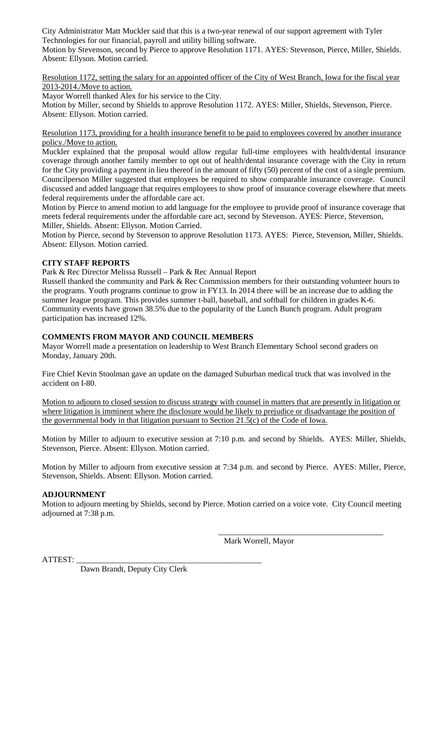City Administrator Matt Muckler said that this is a two-year renewal of our support agreement with Tyler Technologies for our financial, payroll and utility billing software.
Motion by Stevenson, second by Pierce to approve Resolution 1171. AYES: Stevenson, Pierce, Miller, Shields. Absent: Ellyson. Motion carried.

Resolution 1172, setting the salary for an appointed officer of the City of West Branch, Iowa for the fiscal year 2013-2014./Move to action.

Mayor Worrell thanked Alex for his service to the City.
Motion by Miller, second by Shields to approve Resolution 1172. AYES: Miller, Shields, Stevenson, Pierce. Absent: Ellyson. Motion carried.

Resolution 1173, providing for a health insurance benefit to be paid to employees covered by another insurance policy./Move to action.

Muckler explained that the proposal would allow regular full-time employees with health/dental insurance coverage through another family member to opt out of health/dental insurance coverage with the City in return for the City providing a payment in lieu thereof in the amount of fifty (50) percent of the cost of a single premium. Councilperson Miller suggested that employees be required to show comparable insurance coverage. Council discussed and added language that requires employees to show proof of insurance coverage elsewhere that meets federal requirements under the affordable care act.
Motion by Pierce to amend motion to add language for the employee to provide proof of insurance coverage that meets federal requirements under the affordable care act, second by Stevenson. AYES: Pierce, Stevenson, Miller, Shields. Absent: Ellyson. Motion Carried.
Motion by Pierce, second by Stevenson to approve Resolution 1173. AYES: Pierce, Stevenson, Miller, Shields. Absent: Ellyson. Motion carried.

**CITY STAFF REPORTS**

Park & Rec Director Melissa Russell – Park & Rec Annual Report
Russell thanked the community and Park & Rec Commission members for their outstanding volunteer hours to the programs. Youth programs continue to grow in FY13. In 2014 there will be an increase due to adding the summer league program. This provides summer t-ball, baseball, and softball for children in grades K-6. Community events have grown 38.5% due to the popularity of the Lunch Bunch program. Adult program participation has increased 12%.

**COMMENTS FROM MAYOR AND COUNCIL MEMBERS**

Mayor Worrell made a presentation on leadership to West Branch Elementary School second graders on Monday, January 20th.

Fire Chief Kevin Stoolman gave an update on the damaged Suburban medical truck that was involved in the accident on I-80.

Motion to adjourn to closed session to discuss strategy with counsel in matters that are presently in litigation or where litigation is imminent where the disclosure would be likely to prejudice or disadvantage the position of the governmental body in that litigation pursuant to Section 21.5(c) of the Code of Iowa.

Motion by Miller to adjourn to executive session at 7:10 p.m. and second by Shields. AYES: Miller, Shields, Stevenson, Pierce. Absent: Ellyson. Motion carried.

Motion by Miller to adjourn from executive session at 7:34 p.m. and second by Pierce. AYES: Miller, Pierce, Stevenson, Shields. Absent: Ellyson. Motion carried.

**ADJOURNMENT**

Motion to adjourn meeting by Shields, second by Pierce. Motion carried on a voice vote. City Council meeting adjourned at 7:38 p.m.

\_\_\_\_\_\_\_\_\_\_\_\_\_\_\_\_\_\_\_\_\_\_\_\_\_\_\_\_\_\_\_\_\_\_\_\_\_\_\_\_
Mark Worrell, Mayor

ATTEST: \_\_\_\_\_\_\_\_\_\_\_\_\_\_\_\_\_\_\_\_\_\_\_\_\_\_\_\_\_\_\_\_\_\_\_\_\_\_\_\_\_\_\_\_
Dawn Brandt, Deputy City Clerk